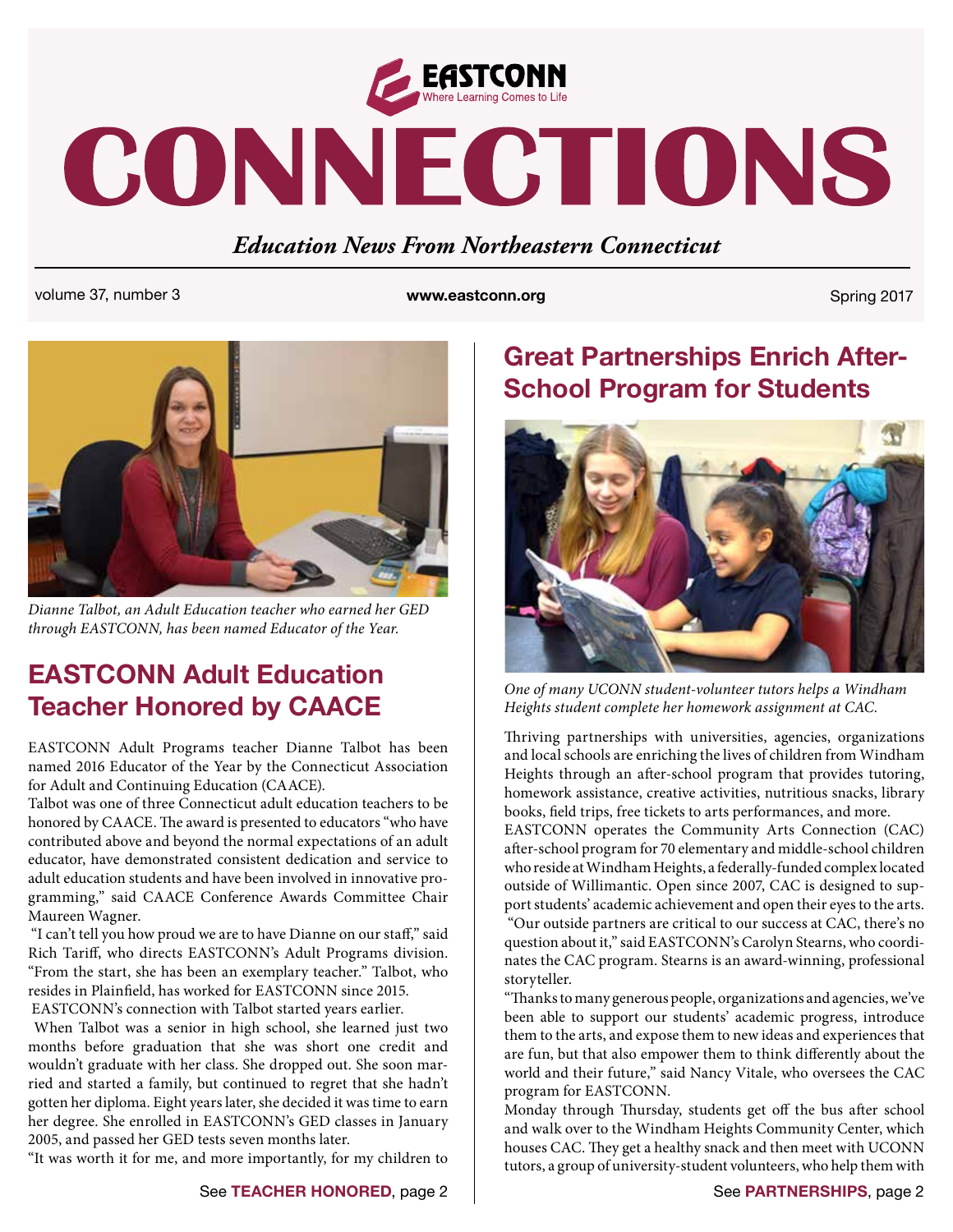# CONNECTIONS

EASTCONN Where Learning Comes to Life

*Education News From Northeastern Connecticut*

volume 37, number 3 www.eastconn.org Spring 2017

*Dianne Talbot, an Adult Education teacher who earned her GED through EASTCONN, has been named Educator of the Year.*

## EASTCONN Adult Education Teacher Honored by CAACE

EASTCONN Adult Programs teacher Dianne Talbot has been named 2016 Educator of the Year by the Connecticut Association for Adult and Continuing Education (CAACE).

Talbot was one of three Connecticut adult education teachers to be honored by CAACE. The award is presented to educators "who have contributed above and beyond the normal expectations of an adult educator, have demonstrated consistent dedication and service to adult education students and have been involved in innovative programming," said CAACE Conference Awards Committee Chair Maureen Wagner.

"I can't tell you how proud we are to have Dianne on our staff," said Rich Tariff, who directs EASTCONN's Adult Programs division. "From the start, she has been an exemplary teacher." Talbot, who resides in Plainfield, has worked for EASTCONN since 2015.

EASTCONN's connection with Talbot started years earlier.

When Talbot was a senior in high school, she learned just two months before graduation that she was short one credit and wouldn't graduate with her class. She dropped out. She soon married and started a family, but continued to regret that she hadn't gotten her diploma. Eight years later, she decided it was time to earn her degree. She enrolled in EASTCONN's GED classes in January 2005, and passed her GED tests seven months later.

"It was worth it for me, and more importantly, for my children to

See **TEACHER HONORED**, page 2

## Great Partnerships Enrich After-School Program for Students

*One of many UCONN student-volunteer tutors helps a Windham Heights student complete her homework assignment at CAC.*

Thriving partnerships with universities, agencies, organizations and local schools are enriching the lives of children from Windham Heights through an after-school program that provides tutoring, homework assistance, creative activities, nutritious snacks, library books, field trips, free tickets to arts performances, and more.

EASTCONN operates the Community Arts Connection (CAC) after-school program for 70 elementary and middle-school children who reside at Windham Heights, a federally-funded complex located outside of Willimantic. Open since 2007, CAC is designed to support students' academic achievement and open their eyes to the arts.

"Our outside partners are critical to our success at CAC, there's no question about it," said EASTCONN's Carolyn Stearns, who coordinates the CAC program. Stearns is an award-winning, professional storyteller.

"Thanks to many generous people, organizations and agencies, we've been able to support our students' academic progress, introduce them to the arts, and expose them to new ideas and experiences that are fun, but that also empower them to think differently about the world and their future," said Nancy Vitale, who oversees the CAC program for EASTCONN.

Monday through Thursday, students get off the bus after school and walk over to the Windham Heights Community Center, which houses CAC. They get a healthy snack and then meet with UCONN tutors, a group of university-student volunteers, who help them with

See **PARTNERSHIPS**, page 2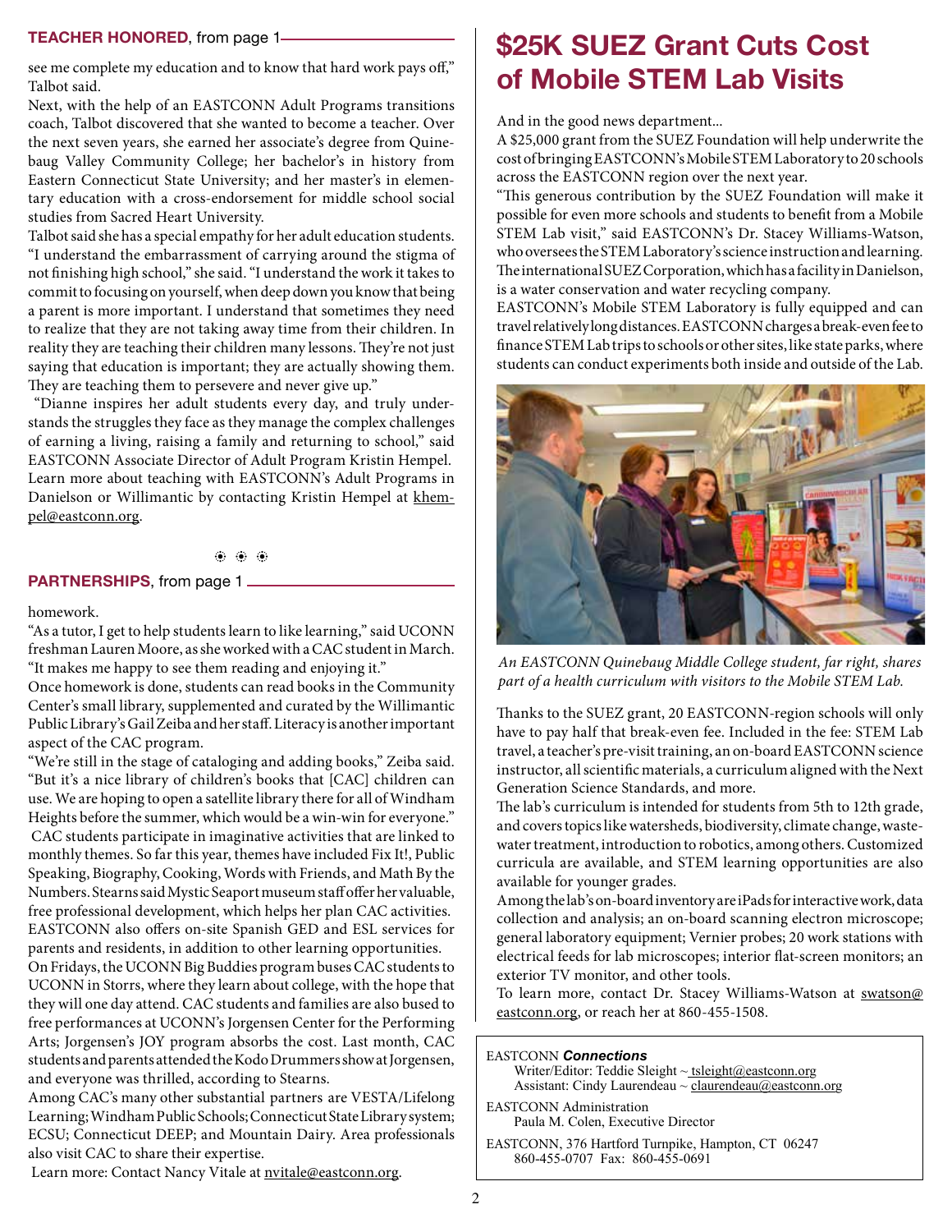**TEACHER HONORED**, from page 1

see me complete my education and to know that hard work pays off," Talbot said.

Next, with the help of an EASTCONN Adult Programs transitions coach, Talbot discovered that she wanted to become a teacher. Over the next seven years, she earned her associate's degree from Quinebaug Valley Community College; her bachelor's in history from Eastern Connecticut State University; and her master's in elementary education with a cross-endorsement for middle school social studies from Sacred Heart University.

Talbot said she has a special empathy for her adult education students. "I understand the embarrassment of carrying around the stigma of not finishing high school," she said. "I understand the work it takes to commit to focusing on yourself, when deep down you know that being a parent is more important. I understand that sometimes they need to realize that they are not taking away time from their children. In reality they are teaching their children many lessons. They're not just saying that education is important; they are actually showing them. They are teaching them to persevere and never give up."

"Dianne inspires her adult students every day, and truly understands the struggles they face as they manage the complex challenges of earning a living, raising a family and returning to school," said EASTCONN Associate Director of Adult Program Kristin Hempel. Learn more about teaching with EASTCONN's Adult Programs in Danielson or Willimantic by contacting Kristin Hempel at khempel@eastconn.org.

**PARTNERSHIPS**, from page 1

homework.

"As a tutor, I get to help students learn to like learning," said UCONN freshman Lauren Moore, as she worked with a CAC student in March. "It makes me happy to see them reading and enjoying it."

Once homework is done, students can read books in the Community Center's small library, supplemented and curated by the Willimantic Public Library's Gail Zeiba and her staff. Literacy is another important aspect of the CAC program.

"We're still in the stage of cataloging and adding books," Zeiba said. "But it's a nice library of children's books that [CAC] children can use. We are hoping to open a satellite library there for all of Windham Heights before the summer, which would be a win-win for everyone."

CAC students participate in imaginative activities that are linked to monthly themes. So far this year, themes have included Fix It!, Public Speaking, Biography, Cooking, Words with Friends, and Math By the Numbers. Stearns said Mystic Seaport museum staff offer her valuable, free professional development, which helps her plan CAC activities.

EASTCONN also offers on-site Spanish GED and ESL services for parents and residents, in addition to other learning opportunities.

On Fridays, the UCONN Big Buddies program buses CAC students to UCONN in Storrs, where they learn about college, with the hope that they will one day attend. CAC students and families are also bused to free performances at UCONN's Jorgensen Center for the Performing Arts; Jorgensen's JOY program absorbs the cost. Last month, CAC students and parents attended the Kodo Drummers show at Jorgensen, and everyone was thrilled, according to Stearns.

Among CAC's many other substantial partners are VESTA/Lifelong Learning; Windham Public Schools; Connecticut State Library system; ECSU; Connecticut DEEP; and Mountain Dairy. Area professionals also visit CAC to share their expertise.

Learn more: Contact Nancy Vitale at nvitale@eastconn.org.

# $25K SUEZ Grant Cuts Cost of Mobile STEM Lab Visits

And in the good news department...

A $25,000 grant from the SUEZ Foundation will help underwrite the cost of bringing EASTCONN's Mobile STEM Laboratory to 20 schools across the EASTCONN region over the next year.

"This generous contribution by the SUEZ Foundation will make it possible for even more schools and students to benefit from a Mobile STEM Lab visit," said EASTCONN's Dr. Stacey Williams-Watson, who oversees the STEM Laboratory's science instruction and learning. The international SUEZ Corporation, which has a facility in Danielson, is a water conservation and water recycling company.

EASTCONN's Mobile STEM Laboratory is fully equipped and can travel relatively long distances. EASTCONN charges a break-even fee to finance STEM Lab trips to schools or other sites, like state parks, where students can conduct experiments both inside and outside of the Lab.

*An EASTCONN Quinebaug Middle College student, far right, shares part of a health curriculum with visitors to the Mobile STEM Lab.*

Thanks to the SUEZ grant, 20 EASTCONN-region schools will only have to pay half that break-even fee. Included in the fee: STEM Lab travel, a teacher's pre-visit training, an on-board EASTCONN science instructor, all scientific materials, a curriculum aligned with the Next Generation Science Standards, and more.

The lab's curriculum is intended for students from 5th to 12th grade, and covers topics like watersheds, biodiversity, climate change, wastewater treatment, introduction to robotics, among others. Customized curricula are available, and STEM learning opportunities are also available for younger grades.

Among the lab's on-board inventory are iPads for interactive work, data collection and analysis; an on-board scanning electron microscope; general laboratory equipment; Vernier probes; 20 work stations with electrical feeds for lab microscopes; interior flat-screen monitors; an exterior TV monitor, and other tools.

To learn more, contact Dr. Stacey Williams-Watson at swatson@eastconn.org, or reach her at 860-455-1508.

EASTCONN ***Connections***
Writer/Editor: Teddie Sleight ~ tsleight@eastconn.org
Assistant: Cindy Laurendeau ~ claurendeau@eastconn.org

EASTCONN Administration
Paula M. Colen, Executive Director

EASTCONN, 376 Hartford Turnpike, Hampton, CT 06247
860-455-0707 Fax: 860-455-0691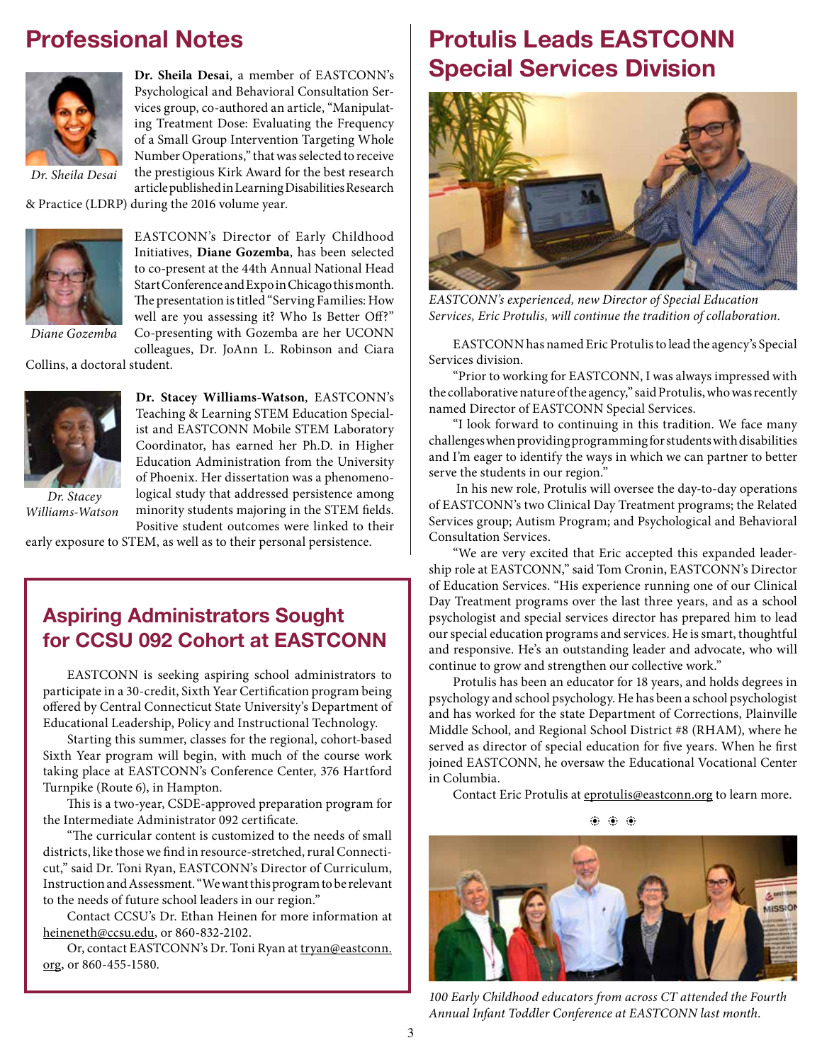## Professional Notes

*Dr. Sheila Desai*

**Dr. Sheila Desai**, a member of EASTCONN's Psychological and Behavioral Consultation Services group, co-authored an article, "Manipulating Treatment Dose: Evaluating the Frequency of a Small Group Intervention Targeting Whole Number Operations," that was selected to receive the prestigious Kirk Award for the best research article published in Learning Disabilities Research & Practice (LDRP) during the 2016 volume year.

*Diane Gozemba*

EASTCONN's Director of Early Childhood Initiatives, **Diane Gozemba**, has been selected to co-present at the 44th Annual National Head Start Conference and Expo in Chicago this month. The presentation is titled "Serving Families: How well are you assessing it? Who Is Better Off?" Co-presenting with Gozemba are her UCONN colleagues, Dr. JoAnn L. Robinson and Ciara Collins, a doctoral student.

*Dr. Stacey Williams-Watson*

**Dr. Stacey Williams-Watson**, EASTCONN's Teaching & Learning STEM Education Specialist and EASTCONN Mobile STEM Laboratory Coordinator, has earned her Ph.D. in Higher Education Administration from the University of Phoenix. Her dissertation was a phenomenological study that addressed persistence among minority students majoring in the STEM fields. Positive student outcomes were linked to their early exposure to STEM, as well as to their personal persistence.

## Aspiring Administrators Sought for CCSU 092 Cohort at EASTCONN

EASTCONN is seeking aspiring school administrators to participate in a 30-credit, Sixth Year Certification program being offered by Central Connecticut State University's Department of Educational Leadership, Policy and Instructional Technology.

Starting this summer, classes for the regional, cohort-based Sixth Year program will begin, with much of the course work taking place at EASTCONN's Conference Center, 376 Hartford Turnpike (Route 6), in Hampton.

This is a two-year, CSDE-approved preparation program for the Intermediate Administrator 092 certificate.

"The curricular content is customized to the needs of small districts, like those we find in resource-stretched, rural Connecticut," said Dr. Toni Ryan, EASTCONN's Director of Curriculum, Instruction and Assessment. "We want this program to be relevant to the needs of future school leaders in our region."

Contact CCSU's Dr. Ethan Heinen for more information at heineneth@ccsu.edu, or 860-832-2102.

Or, contact EASTCONN's Dr. Toni Ryan at tryan@eastconn.org, or 860-455-1580.

## Protulis Leads EASTCONN Special Services Division

*EASTCONN's experienced, new Director of Special Education Services, Eric Protulis, will continue the tradition of collaboration.*

EASTCONN has named Eric Protulis to lead the agency's Special Services division.

"Prior to working for EASTCONN, I was always impressed with the collaborative nature of the agency," said Protulis, who was recently named Director of EASTCONN Special Services.

"I look forward to continuing in this tradition. We face many challenges when providing programming for students with disabilities and I'm eager to identify the ways in which we can partner to better serve the students in our region."

In his new role, Protulis will oversee the day-to-day operations of EASTCONN's two Clinical Day Treatment programs; the Related Services group; Autism Program; and Psychological and Behavioral Consultation Services.

"We are very excited that Eric accepted this expanded leadership role at EASTCONN," said Tom Cronin, EASTCONN's Director of Education Services. "His experience running one of our Clinical Day Treatment programs over the last three years, and as a school psychologist and special services director has prepared him to lead our special education programs and services. He is smart, thoughtful and responsive. He's an outstanding leader and advocate, who will continue to grow and strengthen our collective work."

Protulis has been an educator for 18 years, and holds degrees in psychology and school psychology. He has been a school psychologist and has worked for the state Department of Corrections, Plainville Middle School, and Regional School District #8 (RHAM), where he served as director of special education for five years. When he first joined EASTCONN, he oversaw the Educational Vocational Center in Columbia.

Contact Eric Protulis at eprotulis@eastconn.org to learn more.

*100 Early Childhood educators from across CT attended the Fourth Annual Infant Toddler Conference at EASTCONN last month.*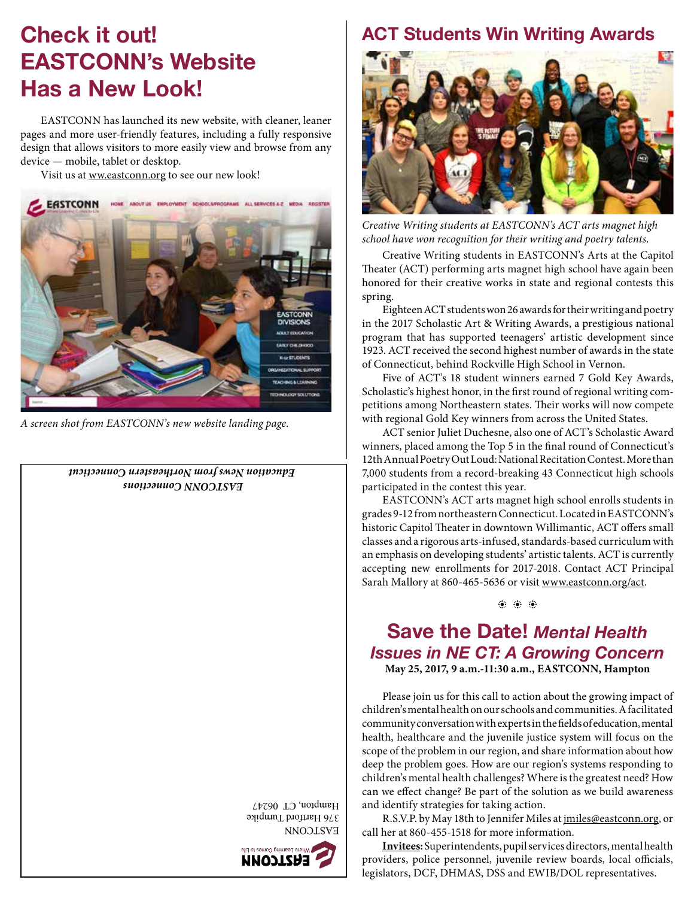# Check it out! EASTCONN's Website Has a New Look!

EASTCONN has launched its new website, with cleaner, leaner pages and more user-friendly features, including a fully responsive design that allows visitors to more easily view and browse from any device — mobile, tablet or desktop.

Visit us at ww.eastconn.org to see our new look!

*A screen shot from EASTCONN's new website landing page.*

*EASTCONN Connections*
*Education News from Northeastern Connecticut*

EASTCONN
376 Hartford Turnpike
Hampton, CT 06247

# ACT Students Win Writing Awards

*Creative Writing students at EASTCONN's ACT arts magnet high school have won recognition for their writing and poetry talents.*

Creative Writing students in EASTCONN's Arts at the Capitol Theater (ACT) performing arts magnet high school have again been honored for their creative works in state and regional contests this spring.

Eighteen ACT students won 26 awards for their writing and poetry in the 2017 Scholastic Art & Writing Awards, a prestigious national program that has supported teenagers' artistic development since 1923. ACT received the second highest number of awards in the state of Connecticut, behind Rockville High School in Vernon.

Five of ACT's 18 student winners earned 7 Gold Key Awards, Scholastic's highest honor, in the first round of regional writing competitions among Northeastern states. Their works will now compete with regional Gold Key winners from across the United States.

ACT senior Juliet Duchesne, also one of ACT's Scholastic Award winners, placed among the Top 5 in the final round of Connecticut's 12th Annual Poetry Out Loud: National Recitation Contest. More than 7,000 students from a record-breaking 43 Connecticut high schools participated in the contest this year.

EASTCONN's ACT arts magnet high school enrolls students in grades 9-12 from northeastern Connecticut. Located in EASTCONN's historic Capitol Theater in downtown Willimantic, ACT offers small classes and a rigorous arts-infused, standards-based curriculum with an emphasis on developing students' artistic talents. ACT is currently accepting new enrollments for 2017-2018. Contact ACT Principal Sarah Mallory at 860-465-5636 or visit www.eastconn.org/act.

# Save the Date! *Mental Health Issues in NE CT: A Growing Concern*

**May 25, 2017, 9 a.m.-11:30 a.m., EASTCONN, Hampton**

Please join us for this call to action about the growing impact of children's mental health on our schools and communities. A facilitated community conversation with experts in the fields of education, mental health, healthcare and the juvenile justice system will focus on the scope of the problem in our region, and share information about how deep the problem goes. How are our region's systems responding to children's mental health challenges? Where is the greatest need? How can we effect change? Be part of the solution as we build awareness and identify strategies for taking action.

R.S.V.P. by May 18th to Jennifer Miles at jmiles@eastconn.org, or call her at 860-455-1518 for more information.

**Invitees:** Superintendents, pupil services directors, mental health providers, police personnel, juvenile review boards, local officials, legislators, DCF, DHMAS, DSS and EWIB/DOL representatives.